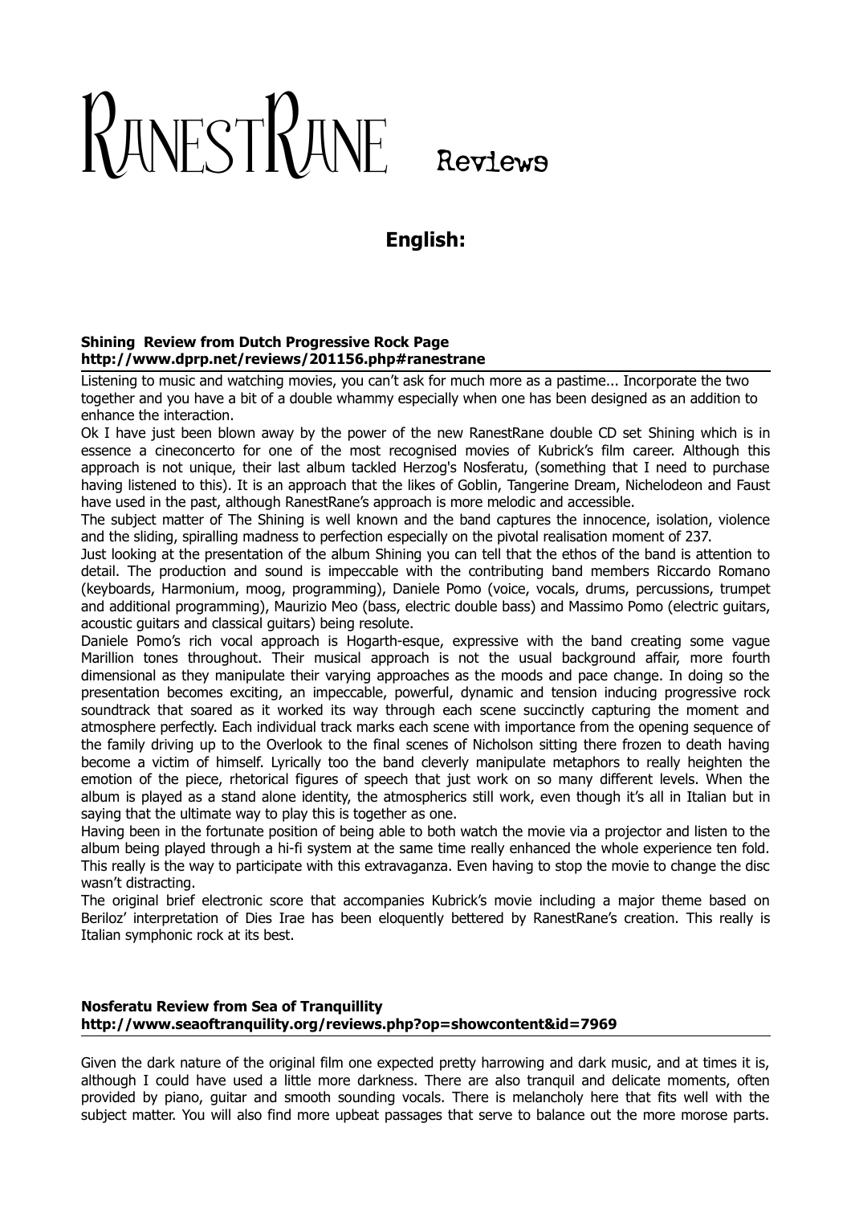# RanestRane Reviews

## English:

**Shining Review from Dutch Progressive Rock Page**
**http://www.dprp.net/reviews/201156.php#ranestrane**

Listening to music and watching movies, you can't ask for much more as a pastime... Incorporate the two together and you have a bit of a double whammy especially when one has been designed as an addition to enhance the interaction.

Ok I have just been blown away by the power of the new RanestRane double CD set Shining which is in essence a cineconcerto for one of the most recognised movies of Kubrick's film career. Although this approach is not unique, their last album tackled Herzog's Nosferatu, (something that I need to purchase having listened to this). It is an approach that the likes of Goblin, Tangerine Dream, Nichelodeon and Faust have used in the past, although RanestRane's approach is more melodic and accessible.

The subject matter of The Shining is well known and the band captures the innocence, isolation, violence and the sliding, spiralling madness to perfection especially on the pivotal realisation moment of 237.

Just looking at the presentation of the album Shining you can tell that the ethos of the band is attention to detail. The production and sound is impeccable with the contributing band members Riccardo Romano (keyboards, Harmonium, moog, programming), Daniele Pomo (voice, vocals, drums, percussions, trumpet and additional programming), Maurizio Meo (bass, electric double bass) and Massimo Pomo (electric guitars, acoustic guitars and classical guitars) being resolute.

Daniele Pomo's rich vocal approach is Hogarth-esque, expressive with the band creating some vague Marillion tones throughout. Their musical approach is not the usual background affair, more fourth dimensional as they manipulate their varying approaches as the moods and pace change. In doing so the presentation becomes exciting, an impeccable, powerful, dynamic and tension inducing progressive rock soundtrack that soared as it worked its way through each scene succinctly capturing the moment and atmosphere perfectly. Each individual track marks each scene with importance from the opening sequence of the family driving up to the Overlook to the final scenes of Nicholson sitting there frozen to death having become a victim of himself. Lyrically too the band cleverly manipulate metaphors to really heighten the emotion of the piece, rhetorical figures of speech that just work on so many different levels. When the album is played as a stand alone identity, the atmospherics still work, even though it's all in Italian but in saying that the ultimate way to play this is together as one.

Having been in the fortunate position of being able to both watch the movie via a projector and listen to the album being played through a hi-fi system at the same time really enhanced the whole experience ten fold. This really is the way to participate with this extravaganza. Even having to stop the movie to change the disc wasn't distracting.

The original brief electronic score that accompanies Kubrick's movie including a major theme based on Beriloz' interpretation of Dies Irae has been eloquently bettered by RanestRane's creation. This really is Italian symphonic rock at its best.

**Nosferatu Review from Sea of Tranquillity**
**http://www.seaoftranquility.org/reviews.php?op=showcontent&id=7969**

Given the dark nature of the original film one expected pretty harrowing and dark music, and at times it is, although I could have used a little more darkness. There are also tranquil and delicate moments, often provided by piano, guitar and smooth sounding vocals. There is melancholy here that fits well with the subject matter. You will also find more upbeat passages that serve to balance out the more morose parts.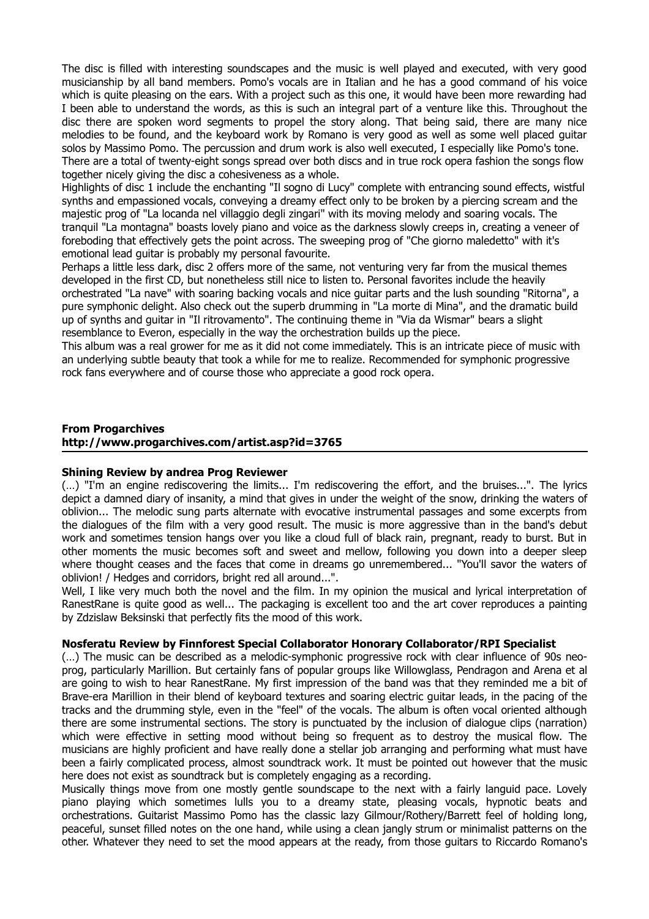The disc is filled with interesting soundscapes and the music is well played and executed, with very good musicianship by all band members. Pomo's vocals are in Italian and he has a good command of his voice which is quite pleasing on the ears. With a project such as this one, it would have been more rewarding had I been able to understand the words, as this is such an integral part of a venture like this. Throughout the disc there are spoken word segments to propel the story along. That being said, there are many nice melodies to be found, and the keyboard work by Romano is very good as well as some well placed guitar solos by Massimo Pomo. The percussion and drum work is also well executed, I especially like Pomo's tone.
There are a total of twenty-eight songs spread over both discs and in true rock opera fashion the songs flow together nicely giving the disc a cohesiveness as a whole.
Highlights of disc 1 include the enchanting "Il sogno di Lucy" complete with entrancing sound effects, wistful synths and empassioned vocals, conveying a dreamy effect only to be broken by a piercing scream and the majestic prog of "La locanda nel villaggio degli zingari" with its moving melody and soaring vocals. The tranquil "La montagna" boasts lovely piano and voice as the darkness slowly creeps in, creating a veneer of foreboding that effectively gets the point across. The sweeping prog of "Che giorno maledetto" with it's emotional lead guitar is probably my personal favourite.
Perhaps a little less dark, disc 2 offers more of the same, not venturing very far from the musical themes developed in the first CD, but nonetheless still nice to listen to. Personal favorites include the heavily orchestrated "La nave" with soaring backing vocals and nice guitar parts and the lush sounding "Ritorna", a pure symphonic delight. Also check out the superb drumming in "La morte di Mina", and the dramatic build up of synths and guitar in "Il ritrovamento". The continuing theme in "Via da Wismar" bears a slight resemblance to Everon, especially in the way the orchestration builds up the piece.
This album was a real grower for me as it did not come immediately. This is an intricate piece of music with an underlying subtle beauty that took a while for me to realize. Recommended for symphonic progressive rock fans everywhere and of course those who appreciate a good rock opera.

**From Progarchives**
**http://www.progarchives.com/artist.asp?id=3765**

**Shining Review by andrea Prog Reviewer**
(…) "I'm an engine rediscovering the limits... I'm rediscovering the effort, and the bruises...". The lyrics depict a damned diary of insanity, a mind that gives in under the weight of the snow, drinking the waters of oblivion... The melodic sung parts alternate with evocative instrumental passages and some excerpts from the dialogues of the film with a very good result. The music is more aggressive than in the band's debut work and sometimes tension hangs over you like a cloud full of black rain, pregnant, ready to burst. But in other moments the music becomes soft and sweet and mellow, following you down into a deeper sleep where thought ceases and the faces that come in dreams go unremembered... "You'll savor the waters of oblivion! / Hedges and corridors, bright red all around...".
Well, I like very much both the novel and the film. In my opinion the musical and lyrical interpretation of RanestRane is quite good as well... The packaging is excellent too and the art cover reproduces a painting by Zdzislaw Beksinski that perfectly fits the mood of this work.

**Nosferatu Review by Finnforest Special Collaborator Honorary Collaborator/RPI Specialist**
(…) The music can be described as a melodic-symphonic progressive rock with clear influence of 90s neo-prog, particularly Marillion. But certainly fans of popular groups like Willowglass, Pendragon and Arena et al are going to wish to hear RanestRane. My first impression of the band was that they reminded me a bit of Brave-era Marillion in their blend of keyboard textures and soaring electric guitar leads, in the pacing of the tracks and the drumming style, even in the "feel" of the vocals. The album is often vocal oriented although there are some instrumental sections. The story is punctuated by the inclusion of dialogue clips (narration) which were effective in setting mood without being so frequent as to destroy the musical flow. The musicians are highly proficient and have really done a stellar job arranging and performing what must have been a fairly complicated process, almost soundtrack work. It must be pointed out however that the music here does not exist as soundtrack but is completely engaging as a recording.
Musically things move from one mostly gentle soundscape to the next with a fairly languid pace. Lovely piano playing which sometimes lulls you to a dreamy state, pleasing vocals, hypnotic beats and orchestrations. Guitarist Massimo Pomo has the classic lazy Gilmour/Rothery/Barrett feel of holding long, peaceful, sunset filled notes on the one hand, while using a clean jangly strum or minimalist patterns on the other. Whatever they need to set the mood appears at the ready, from those guitars to Riccardo Romano's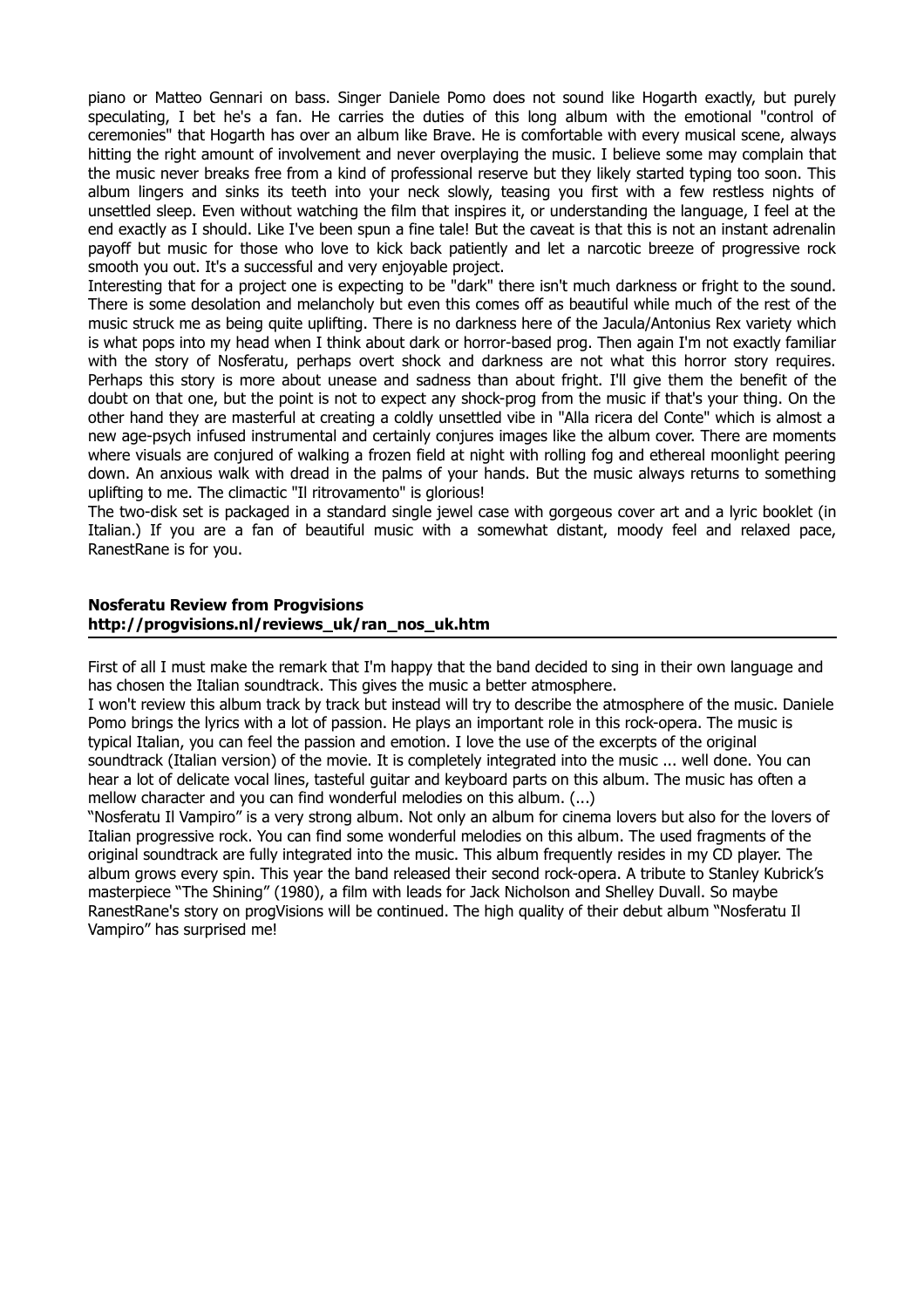piano or Matteo Gennari on bass. Singer Daniele Pomo does not sound like Hogarth exactly, but purely speculating, I bet he's a fan. He carries the duties of this long album with the emotional "control of ceremonies" that Hogarth has over an album like Brave. He is comfortable with every musical scene, always hitting the right amount of involvement and never overplaying the music. I believe some may complain that the music never breaks free from a kind of professional reserve but they likely started typing too soon. This album lingers and sinks its teeth into your neck slowly, teasing you first with a few restless nights of unsettled sleep. Even without watching the film that inspires it, or understanding the language, I feel at the end exactly as I should. Like I've been spun a fine tale! But the caveat is that this is not an instant adrenalin payoff but music for those who love to kick back patiently and let a narcotic breeze of progressive rock smooth you out. It's a successful and very enjoyable project.

Interesting that for a project one is expecting to be "dark" there isn't much darkness or fright to the sound. There is some desolation and melancholy but even this comes off as beautiful while much of the rest of the music struck me as being quite uplifting. There is no darkness here of the Jacula/Antonius Rex variety which is what pops into my head when I think about dark or horror-based prog. Then again I'm not exactly familiar with the story of Nosferatu, perhaps overt shock and darkness are not what this horror story requires. Perhaps this story is more about unease and sadness than about fright. I'll give them the benefit of the doubt on that one, but the point is not to expect any shock-prog from the music if that's your thing. On the other hand they are masterful at creating a coldly unsettled vibe in "Alla ricera del Conte" which is almost a new age-psych infused instrumental and certainly conjures images like the album cover. There are moments where visuals are conjured of walking a frozen field at night with rolling fog and ethereal moonlight peering down. An anxious walk with dread in the palms of your hands. But the music always returns to something uplifting to me. The climactic "Il ritrovamento" is glorious!

The two-disk set is packaged in a standard single jewel case with gorgeous cover art and a lyric booklet (in Italian.) If you are a fan of beautiful music with a somewhat distant, moody feel and relaxed pace, RanestRane is for you.

**Nosferatu Review from Progvisions**
**http://progvisions.nl/reviews_uk/ran_nos_uk.htm**

---

First of all I must make the remark that I'm happy that the band decided to sing in their own language and has chosen the Italian soundtrack. This gives the music a better atmosphere.

I won't review this album track by track but instead will try to describe the atmosphere of the music. Daniele Pomo brings the lyrics with a lot of passion. He plays an important role in this rock-opera. The music is typical Italian, you can feel the passion and emotion. I love the use of the excerpts of the original soundtrack (Italian version) of the movie. It is completely integrated into the music ... well done. You can hear a lot of delicate vocal lines, tasteful guitar and keyboard parts on this album. The music has often a mellow character and you can find wonderful melodies on this album. (...)

"Nosferatu Il Vampiro" is a very strong album. Not only an album for cinema lovers but also for the lovers of Italian progressive rock. You can find some wonderful melodies on this album. The used fragments of the original soundtrack are fully integrated into the music. This album frequently resides in my CD player. The album grows every spin. This year the band released their second rock-opera. A tribute to Stanley Kubrick's masterpiece "The Shining" (1980), a film with leads for Jack Nicholson and Shelley Duvall. So maybe RanestRane's story on progVisions will be continued. The high quality of their debut album "Nosferatu Il Vampiro" has surprised me!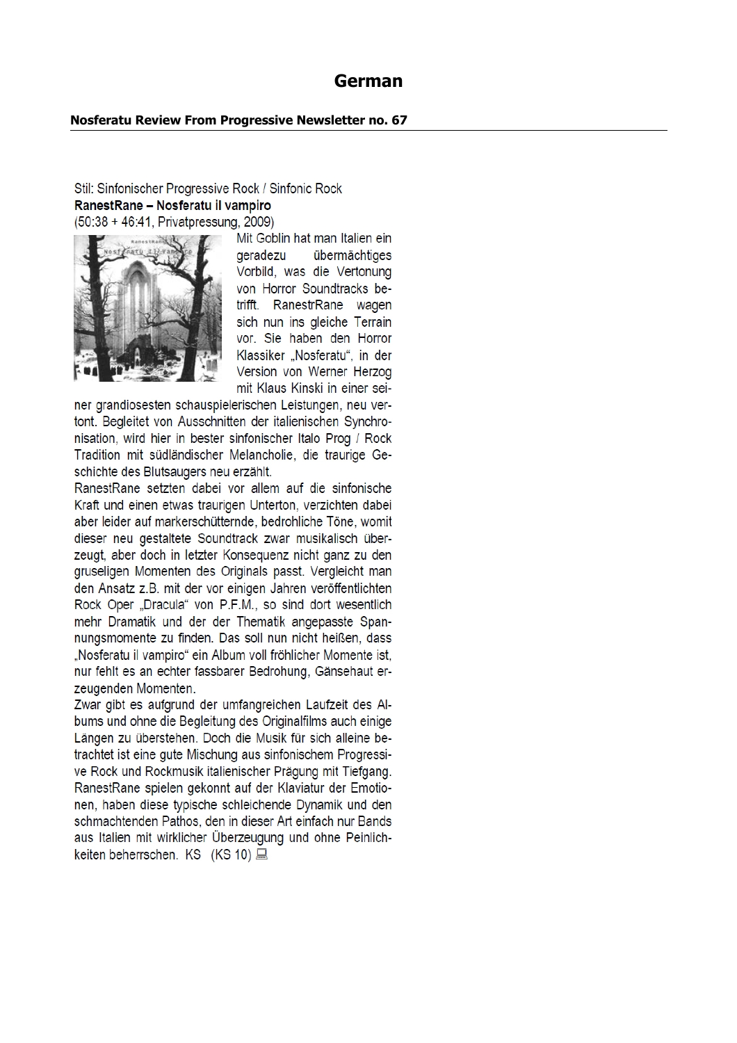# German

**Nosferatu Review From Progressive Newsletter no. 67**

Stil: Sinfonischer Progressive Rock / Sinfonic Rock

**RanestRane – Nosferatu il vampiro**

(50:38 + 46:41, Privatpressung, 2009)

Mit Goblin hat man Italien ein geradezu übermächtiges Vorbild, was die Vertonung von Horror Soundtracks betrifft. RanestrRane wagen sich nun ins gleiche Terrain vor. Sie haben den Horror Klassiker „Nosferatu", in der Version von Werner Herzog mit Klaus Kinski in einer seiner grandiosesten schauspielerischen Leistungen, neu vertont. Begleitet von Ausschnitten der italienischen Synchronisation, wird hier in bester sinfonischer Italo Prog / Rock Tradition mit südländischer Melancholie, die traurige Geschichte des Blutsaugers neu erzählt.

RanestRane setzten dabei vor allem auf die sinfonische Kraft und einen etwas traurigen Unterton, verzichten dabei aber leider auf markerschütternde, bedrohliche Töne, womit dieser neu gestaltete Soundtrack zwar musikalisch überzeugt, aber doch in letzter Konsequenz nicht ganz zu den gruseligen Momenten des Originals passt. Vergleicht man den Ansatz z.B. mit der vor einigen Jahren veröffentlichten Rock Oper „Dracula" von P.F.M., so sind dort wesentlich mehr Dramatik und der der Thematik angepasste Spannungsmomente zu finden. Das soll nun nicht heißen, dass „Nosferatu il vampiro" ein Album voll fröhlicher Momente ist, nur fehlt es an echter fassbarer Bedrohung, Gänsehaut erzeugenden Momenten.

Zwar gibt es aufgrund der umfangreichen Laufzeit des Albums und ohne die Begleitung des Originalfilms auch einige Längen zu überstehen. Doch die Musik für sich alleine betrachtet ist eine gute Mischung aus sinfonischem Progressive Rock und Rockmusik italienischer Prägung mit Tiefgang. RanestRane spielen gekonnt auf der Klaviatur der Emotionen, haben diese typische schleichende Dynamik und den schmachtenden Pathos, den in dieser Art einfach nur Bands aus Italien mit wirklicher Überzeugung und ohne Peinlichkeiten beherrschen. KS (KS 10)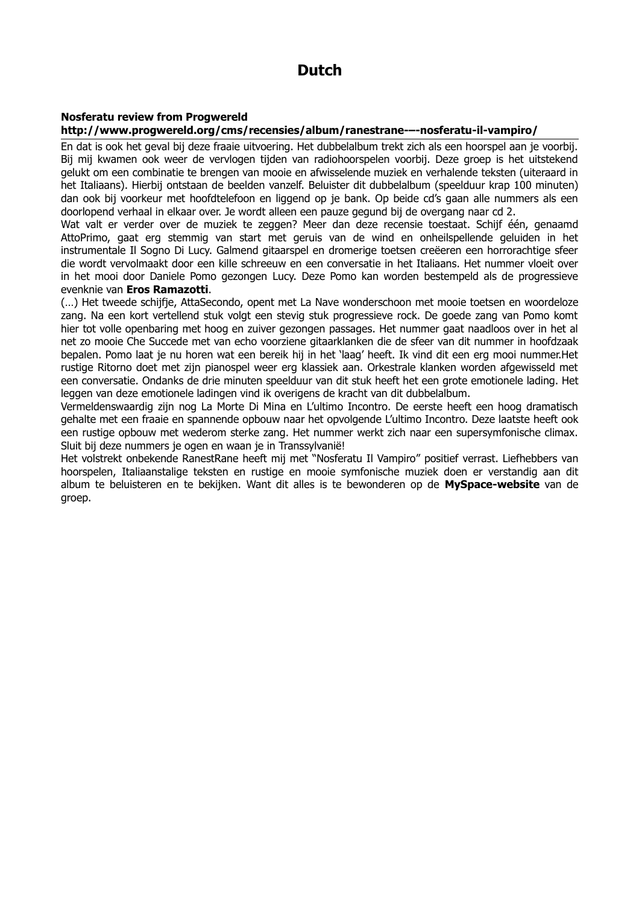# Dutch

**Nosferatu review from Progwereld**
**http://www.progwereld.org/cms/recensies/album/ranestrane-–-nosferatu-il-vampiro/**

En dat is ook het geval bij deze fraaie uitvoering. Het dubbelalbum trekt zich als een hoorspel aan je voorbij. Bij mij kwamen ook weer de vervlogen tijden van radiohoorspelen voorbij. Deze groep is het uitstekend gelukt om een combinatie te brengen van mooie en afwisselende muziek en verhalende teksten (uiteraard in het Italiaans). Hierbij ontstaan de beelden vanzelf. Beluister dit dubbelalbum (speelduur krap 100 minuten) dan ook bij voorkeur met hoofdtelefoon en liggend op je bank. Op beide cd's gaan alle nummers als een doorlopend verhaal in elkaar over. Je wordt alleen een pauze gegund bij de overgang naar cd 2.

Wat valt er verder over de muziek te zeggen? Meer dan deze recensie toestaat. Schijf één, genaamd AttoPrimo, gaat erg stemmig van start met geruis van de wind en onheilspellende geluiden in het instrumentale Il Sogno Di Lucy. Galmend gitaarspel en dromerige toetsen creëeren een horrorachtige sfeer die wordt vervolmaakt door een kille schreeuw en een conversatie in het Italiaans. Het nummer vloeit over in het mooi door Daniele Pomo gezongen Lucy. Deze Pomo kan worden bestempeld als de progressieve evenknie van **Eros Ramazotti**.

(…) Het tweede schijfje, AttaSecondo, opent met La Nave wonderschoon met mooie toetsen en woordeloze zang. Na een kort vertellend stuk volgt een stevig stuk progressieve rock. De goede zang van Pomo komt hier tot volle openbaring met hoog en zuiver gezongen passages. Het nummer gaat naadloos over in het al net zo mooie Che Succede met van echo voorziene gitaarklanken die de sfeer van dit nummer in hoofdzaak bepalen. Pomo laat je nu horen wat een bereik hij in het 'laag' heeft. Ik vind dit een erg mooi nummer.Het rustige Ritorno doet met zijn pianospel weer erg klassiek aan. Orkestrale klanken worden afgewisseld met een conversatie. Ondanks de drie minuten speelduur van dit stuk heeft het een grote emotionele lading. Het leggen van deze emotionele ladingen vind ik overigens de kracht van dit dubbelalbum.

Vermeldenswaardig zijn nog La Morte Di Mina en L'ultimo Incontro. De eerste heeft een hoog dramatisch gehalte met een fraaie en spannende opbouw naar het opvolgende L'ultimo Incontro. Deze laatste heeft ook een rustige opbouw met wederom sterke zang. Het nummer werkt zich naar een supersymfonische climax. Sluit bij deze nummers je ogen en waan je in Transsylvanië!

Het volstrekt onbekende RanestRane heeft mij met "Nosferatu Il Vampiro" positief verrast. Liefhebbers van hoorspelen, Italiaanstalige teksten en rustige en mooie symfonische muziek doen er verstandig aan dit album te beluisteren en te bekijken. Want dit alles is te bewonderen op de **MySpace-website** van de groep.